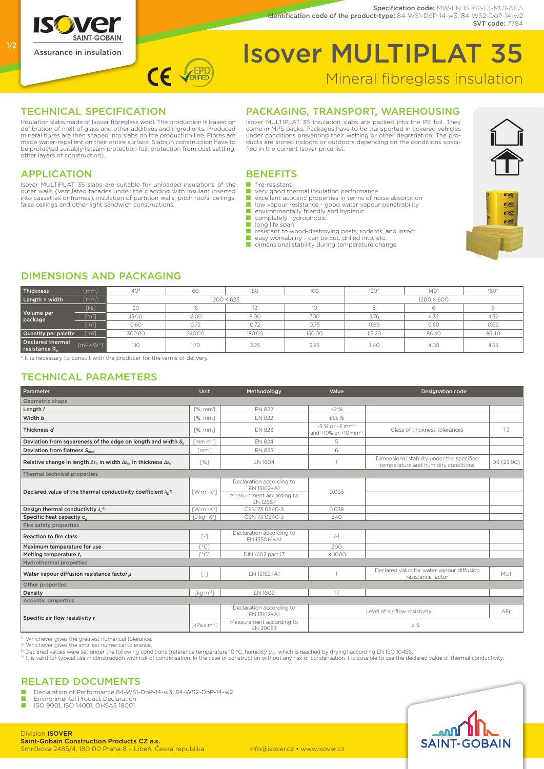**Specification code:** MW-EN 13 162-T3-MU1-AF,5
**Identification code of the product-type:** 84-WS1-DoP-14-w3, 84-WS2-DoP-14-w2
**SVT code:** 7784

ISOVER SAINT-GOBAIN
Assurance in insulation

# Isover MULTIPLAT 35

Mineral fibreglass insulation

## TECHNICAL SPECIFICATION

Insulation slabs made of Isover fibreglass wool. The production is based on defibration of melt of glass and other additives and ingredients. Produced mineral fibres are then shaped into slabs on the production line. Fibres are made water-repellent on their entire surface. Slabs in construction have to be protected suitably (steam protection foil, protection from dust settling, other layers of construction).

## APPLICATION

Isover MULTIPLAT 35 slabs are suitable for unloaded insulations of the outer walls (ventilated facades under the cladding with insulant inserted into cassettes or frames), insulation of partition walls, pitch roofs, ceilings, false ceilings and other light sandwich constructions.

## PACKAGING, TRANSPORT, WAREHOUSING

Isover MULTIPLAT 35 insulation slabs are packed into the PE foil. They come in MPS packs. Packages have to be transported in covered vehicles under conditions preventing their wetting or other degradation. The products are stored indoors or outdoors depending on the conditions specified in the current Isover price list.

## BENEFITS

- fire-resistant
- very good thermal insulation performance
- excellent acoustic properties in terms of noise absorption
- low vapour resistance - good water vapour penetrability
- environmentally friendly and hygienic
- completely hydrophobic
- long life span
- resistant to wood-destroying pests, rodents, and insect
- easy workability - can be cut, drilled into, etc.
- dimensional stability during temperature change

## DIMENSIONS AND PACKAGING

| Thickness | [mm] | 40* | 60 | 80 | 100 | 120* | 140* | 160* |
|---|---|---|---|---|---|---|---|---|
| Length × width | [mm] | 1200 × 625 | | | | 1200 × 600 | | |
| Volume per package | [ks] | 20 | 16 | 12 | 10 | 8 | 6 | 6 |
| | [m²] | 15.00 | 12.00 | 9.00 | 7.50 | 5.76 | 4.32 | 4.32 |
| | [m³] | 0.60 | 0.72 | 0.72 | 0.75 | 0.69 | 0.60 | 0.69 |
| Quantity per palette | [m²] | 300.00 | 240.00 | 180.00 | 150.00 | 115.20 | 86.40 | 86.40 |
| Declared thermal resistance $R_D$ | [m²·K·W⁻¹] | 1.10 | 1.70 | 2.25 | 2.85 | 3.40 | 4.00 | 4.55 |

* It is necessary to consult with the producer for the terms of delivery.

## TECHNICAL PARAMETERS

| Parameter | Unit | Methodology | Value | Designation code | |
|---|---|---|---|---|---|
| **Geometric shape** | | | | | |
| Length $l$ | [%, mm] | EN 822 | ±2 % | | |
| Width $b$ | [%, mm] | EN 822 | ±1.5 % | | |
| Thickness $d$ | [%, mm] | EN 823 | -3 % or -3 mm[1] and +10% or +10 mm[2] | Class of thickness tolerances | T3 |
| Deviation from squareness of the edge on length and width $S_b$ | [mm·m⁻¹] | EN 824 | 5 | | |
| Deviation from flatness $S_{max}$ | [mm] | EN 825 | 6 | | |
| Relative change in length $\Delta\varepsilon_l$, in width $\Delta\varepsilon_b$, in thickness $\Delta\varepsilon_d$ | [%] | EN 1604 | 1 | Dimensional stability under the specified temperature and humidity conditions | DS (23,90) |
| **Thermal technical properties** | | | | | |
| Declared value of the thermal conductivity coefficient $\lambda_D$[3] | [W·m⁻¹·K⁻¹] | Declaration according to EN 13162+A1 | 0.035 | | |
| | | Measurement according to EN 12667 | | | |
| Design thermal conductivity $\lambda_u$[4] | [W·m⁻¹·K⁻¹] | ČSN 73 0540-3 | 0.038 | | |
| Specific heat capacity $c_d$ | [J·kg⁻¹·K⁻¹] | ČSN 73 0540-3 | 840 | | |
| **Fire safety properties** | | | | | |
| Reaction to fire class | [-] | Declaration according to EN 13501-1+A1 | A1 | | |
| Maximum temperature for use | [°C] | | 200 | | |
| Melting temperature $t_t$ | [°C] | DIN 4102 part 17 | < 1000 | | |
| **Hydrothermal properties** | | | | | |
| Water vapour diffusion resistance factor $\mu$ | [-] | EN 13162+A1 | 1 | Declared value for water vapour diffusion resistance factor | MU1 |
| **Other properties** | | | | | |
| Density | [kg·m⁻³] | EN 1602 | 17 | | |
| **Acoustic properties** | | | | | |
| Specific air flow resistivity $r$ | | Declaration according to EN 13162+A1 | Level of air flow resistivity | | AFr |
| | [kPa·s·m⁻²] | Measurement according to EN 29053 | ≥ 5 | | |

[1] Whichever gives the greatest numerical tolerance.
[2] Whichever gives the smallest numerical tolerance.
[3] Declared values were set under the following conditions (reference temperature 10 °C, humidity $u_{dry}$ which is reached by drying) according EN ISO 10456.
[4] It is valid for typical use in construction with risk of condensation. In the case of construction without any risk of condensation it is possible to use the declared value of thermal conductivity.

## RELATED DOCUMENTS

- Declaration of Performance 84-WS1-DoP-14-w3, 84-WS2-DoP-14-w2
- Environmental Product Declaration
- ISO 9001, ISO 14001, OHSAS 18001

Division **ISOVER**
**Saint-Gobain Construction Products CZ a.s.**
Smrčkova 2485/4, 180 00 Praha 8 – Libeň, Česká republika

info@isover.cz • www.isover.cz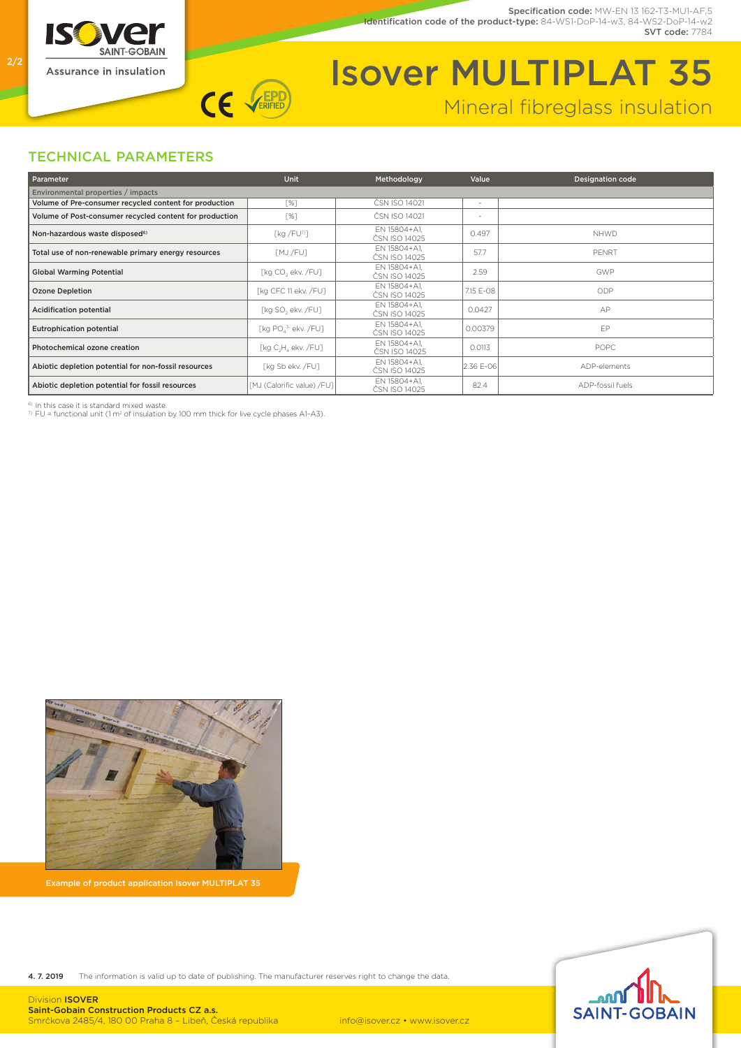Specification code: MW-EN 13 162-T3-MU1-AF,5
Identification code of the product-type: 84-WS1-DoP-14-w3, 84-WS2-DoP-14-w2
SVT code: 7784

# Isover MULTIPLAT 35

## Mineral fibreglass insulation

## TECHNICAL PARAMETERS

| Parameter | Unit | Methodology | Value | Designation code |
|---|---|---|---|---|
| Environmental properties / impacts | | | | |
| Volume of Pre-consumer recycled content for production | [%] | ČSN ISO 14021 | - | |
| Volume of Post-consumer recycled content for production | [%] | ČSN ISO 14021 | - | |
| Non-hazardous waste disposed[6] | [kg /FU[7]] | EN 15804+A1, ČSN ISO 14025 | 0.497 | NHWD |
| Total use of non-renewable primary energy resources | [MJ /FU] | EN 15804+A1, ČSN ISO 14025 | 57.7 | PENRT |
| Global Warming Potential | [kg $CO_2$ ekv. /FU] | EN 15804+A1, ČSN ISO 14025 | 2.59 | GWP |
| Ozone Depletion | [kg CFC 11 ekv. /FU] | EN 15804+A1, ČSN ISO 14025 | 7.15 E-08 | ODP |
| Acidification potential | [kg $SO_2$ ekv. /FU] | EN 15804+A1, ČSN ISO 14025 | 0.0427 | AP |
| Eutrophication potential | [kg $PO_4^{3-}$ ekv. /FU] | EN 15804+A1, ČSN ISO 14025 | 0.00379 | EP |
| Photochemical ozone creation | [kg $C_2H_4$ ekv. /FU] | EN 15804+A1, ČSN ISO 14025 | 0.0113 | POPC |
| Abiotic depletion potential for non-fossil resources | [kg Sb ekv. /FU] | EN 15804+A1, ČSN ISO 14025 | 2.36 E-06 | ADP-elements |
| Abiotic depletion potential for fossil resources | [MJ (Calorific value) /FU] | EN 15804+A1, ČSN ISO 14025 | 82.4 | ADP-fossil fuels |

[6] In this case it is standard mixed waste.
[7] FU = functional unit (1 m² of insulation by 100 mm thick for live cycle phases A1–A3).

Example of product application Isover MULTIPLAT 35

**4. 7. 2019** The information is valid up to date of publishing. The manufacturer reserves right to change the data.

Division **ISOVER**
**Saint-Gobain Construction Products CZ a.s.**
Smrčkova 2485/4, 180 00 Praha 8 – Libeň, Česká republika
info@isover.cz • www.isover.cz